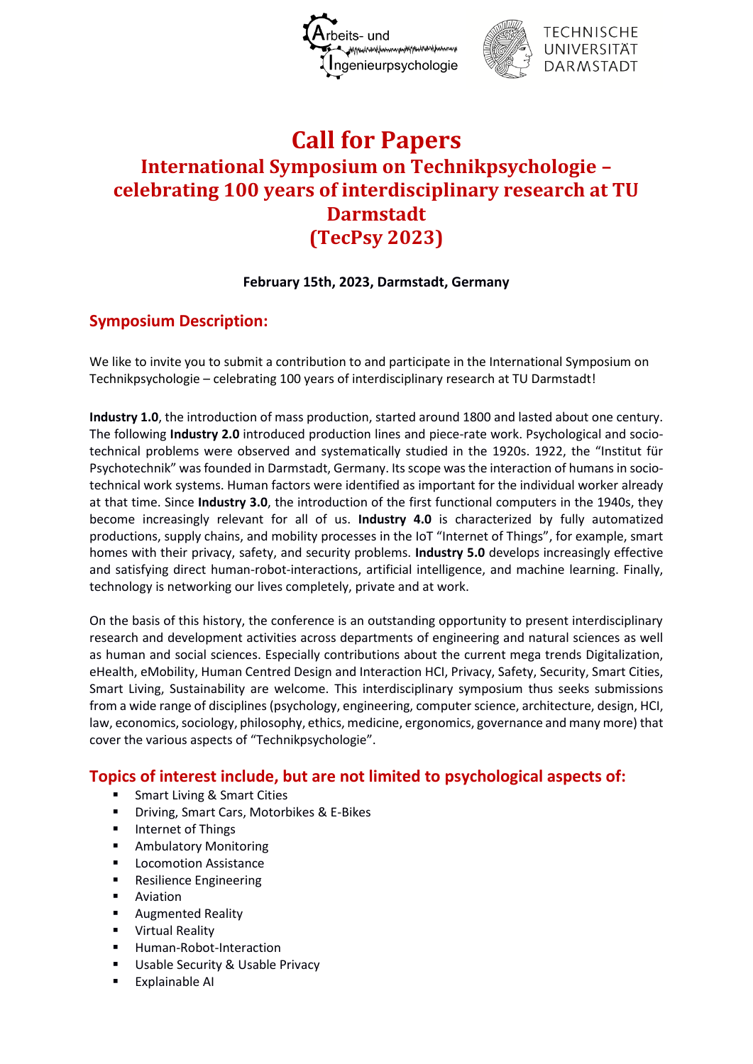# Call for Papers

## International Symposium on Technikpsychologie – celebrating 100 years of interdisciplinary research at TU Darmstadt (TecPsy 2023)

**February 15th, 2023, Darmstadt, Germany**

## Symposium Description:

We like to invite you to submit a contribution to and participate in the International Symposium on Technikpsychologie – celebrating 100 years of interdisciplinary research at TU Darmstadt!

**Industry 1.0**, the introduction of mass production, started around 1800 and lasted about one century. The following **Industry 2.0** introduced production lines and piece-rate work. Psychological and socio-technical problems were observed and systematically studied in the 1920s. 1922, the "Institut für Psychotechnik" was founded in Darmstadt, Germany. Its scope was the interaction of humans in socio-technical work systems. Human factors were identified as important for the individual worker already at that time. Since **Industry 3.0**, the introduction of the first functional computers in the 1940s, they become increasingly relevant for all of us. **Industry 4.0** is characterized by fully automatized productions, supply chains, and mobility processes in the IoT "Internet of Things", for example, smart homes with their privacy, safety, and security problems. **Industry 5.0** develops increasingly effective and satisfying direct human-robot-interactions, artificial intelligence, and machine learning. Finally, technology is networking our lives completely, private and at work.

On the basis of this history, the conference is an outstanding opportunity to present interdisciplinary research and development activities across departments of engineering and natural sciences as well as human and social sciences. Especially contributions about the current mega trends Digitalization, eHealth, eMobility, Human Centred Design and Interaction HCI, Privacy, Safety, Security, Smart Cities, Smart Living, Sustainability are welcome. This interdisciplinary symposium thus seeks submissions from a wide range of disciplines (psychology, engineering, computer science, architecture, design, HCI, law, economics, sociology, philosophy, ethics, medicine, ergonomics, governance and many more) that cover the various aspects of "Technikpsychologie".

## Topics of interest include, but are not limited to psychological aspects of:

- Smart Living & Smart Cities
- Driving, Smart Cars, Motorbikes & E-Bikes
- Internet of Things
- Ambulatory Monitoring
- Locomotion Assistance
- Resilience Engineering
- Aviation
- Augmented Reality
- Virtual Reality
- Human-Robot-Interaction
- Usable Security & Usable Privacy
- Explainable AI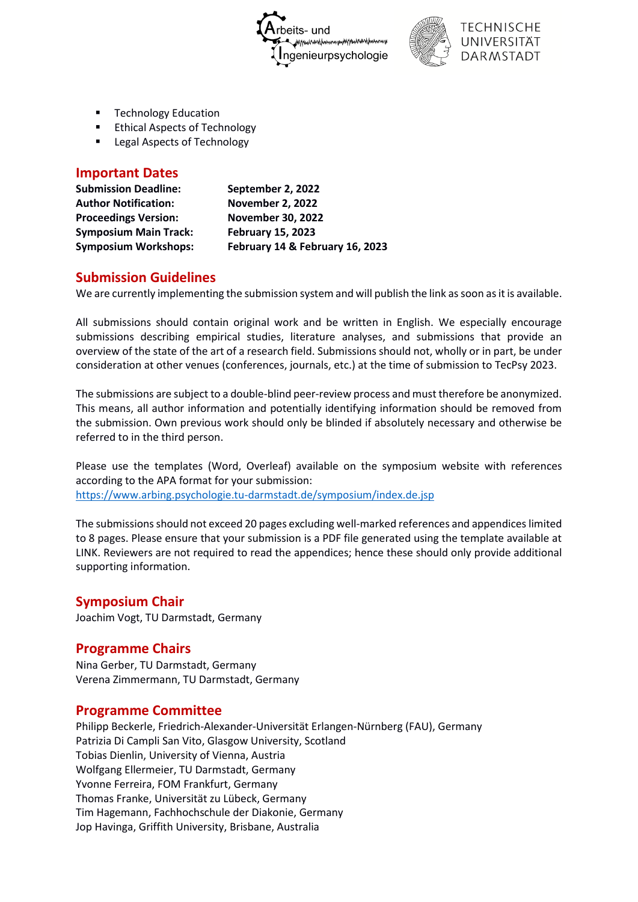- Technology Education
- Ethical Aspects of Technology
- Legal Aspects of Technology

## Important Dates

| | |
|---|---|
| **Submission Deadline:** | **September 2, 2022** |
| **Author Notification:** | **November 2, 2022** |
| **Proceedings Version:** | **November 30, 2022** |
| **Symposium Main Track:** | **February 15, 2023** |
| **Symposium Workshops:** | **February 14 & February 16, 2023** |

## Submission Guidelines

We are currently implementing the submission system and will publish the link as soon as it is available.

All submissions should contain original work and be written in English. We especially encourage submissions describing empirical studies, literature analyses, and submissions that provide an overview of the state of the art of a research field. Submissions should not, wholly or in part, be under consideration at other venues (conferences, journals, etc.) at the time of submission to TecPsy 2023.

The submissions are subject to a double-blind peer-review process and must therefore be anonymized. This means, all author information and potentially identifying information should be removed from the submission. Own previous work should only be blinded if absolutely necessary and otherwise be referred to in the third person.

Please use the templates (Word, Overleaf) available on the symposium website with references according to the APA format for your submission:
https://www.arbing.psychologie.tu-darmstadt.de/symposium/index.de.jsp

The submissions should not exceed 20 pages excluding well-marked references and appendices limited to 8 pages. Please ensure that your submission is a PDF file generated using the template available at LINK. Reviewers are not required to read the appendices; hence these should only provide additional supporting information.

## Symposium Chair

Joachim Vogt, TU Darmstadt, Germany

## Programme Chairs

Nina Gerber, TU Darmstadt, Germany
Verena Zimmermann, TU Darmstadt, Germany

## Programme Committee

Philipp Beckerle, Friedrich-Alexander-Universität Erlangen-Nürnberg (FAU), Germany
Patrizia Di Campli San Vito, Glasgow University, Scotland
Tobias Dienlin, University of Vienna, Austria
Wolfgang Ellermeier, TU Darmstadt, Germany
Yvonne Ferreira, FOM Frankfurt, Germany
Thomas Franke, Universität zu Lübeck, Germany
Tim Hagemann, Fachhochschule der Diakonie, Germany
Jop Havinga, Griffith University, Brisbane, Australia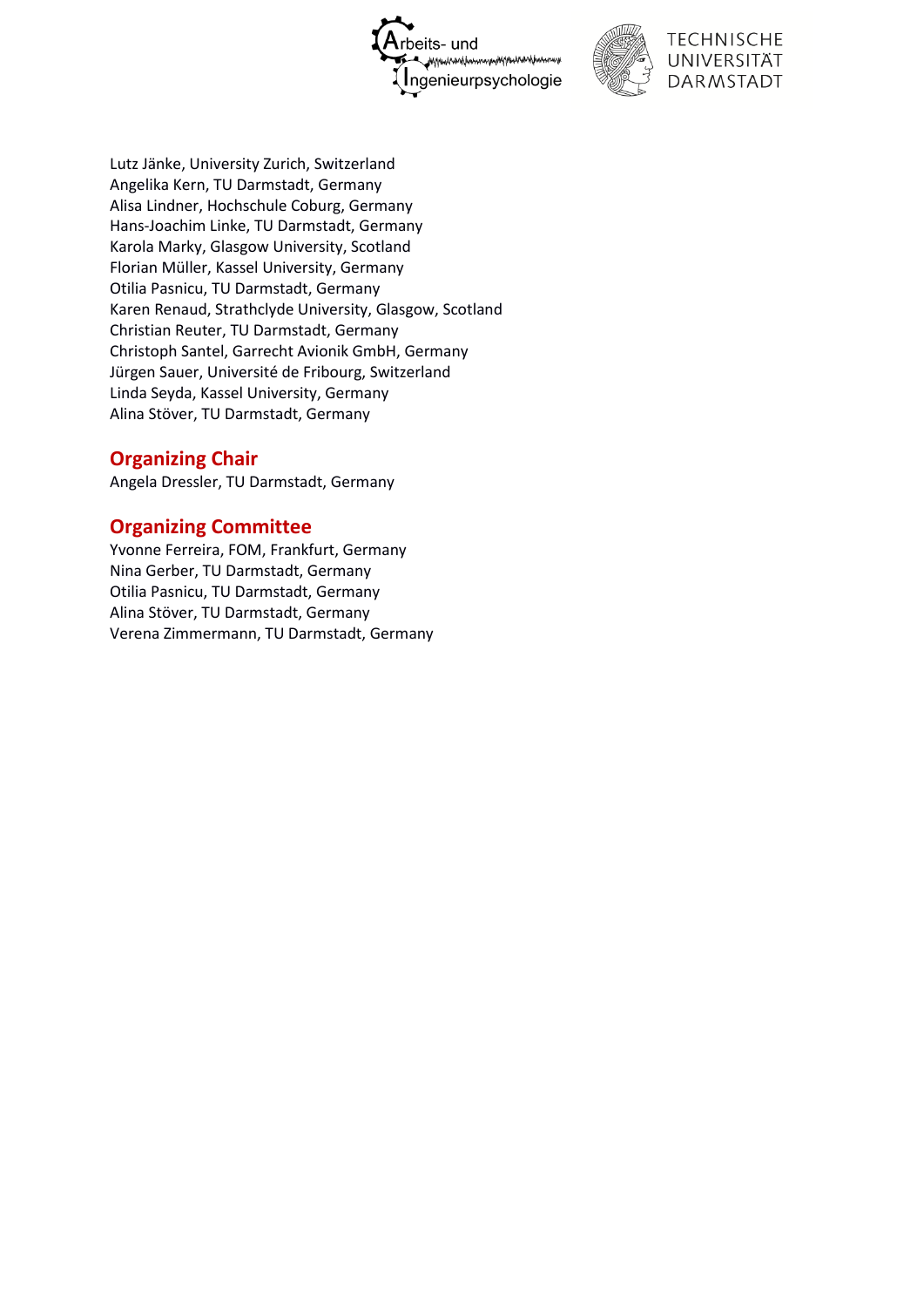Lutz Jänke, University Zurich, Switzerland
Angelika Kern, TU Darmstadt, Germany
Alisa Lindner, Hochschule Coburg, Germany
Hans-Joachim Linke, TU Darmstadt, Germany
Karola Marky, Glasgow University, Scotland
Florian Müller, Kassel University, Germany
Otilia Pasnicu, TU Darmstadt, Germany
Karen Renaud, Strathclyde University, Glasgow, Scotland
Christian Reuter, TU Darmstadt, Germany
Christoph Santel, Garrecht Avionik GmbH, Germany
Jürgen Sauer, Université de Fribourg, Switzerland
Linda Seyda, Kassel University, Germany
Alina Stöver, TU Darmstadt, Germany

## Organizing Chair

Angela Dressler, TU Darmstadt, Germany

## Organizing Committee

Yvonne Ferreira, FOM, Frankfurt, Germany
Nina Gerber, TU Darmstadt, Germany
Otilia Pasnicu, TU Darmstadt, Germany
Alina Stöver, TU Darmstadt, Germany
Verena Zimmermann, TU Darmstadt, Germany